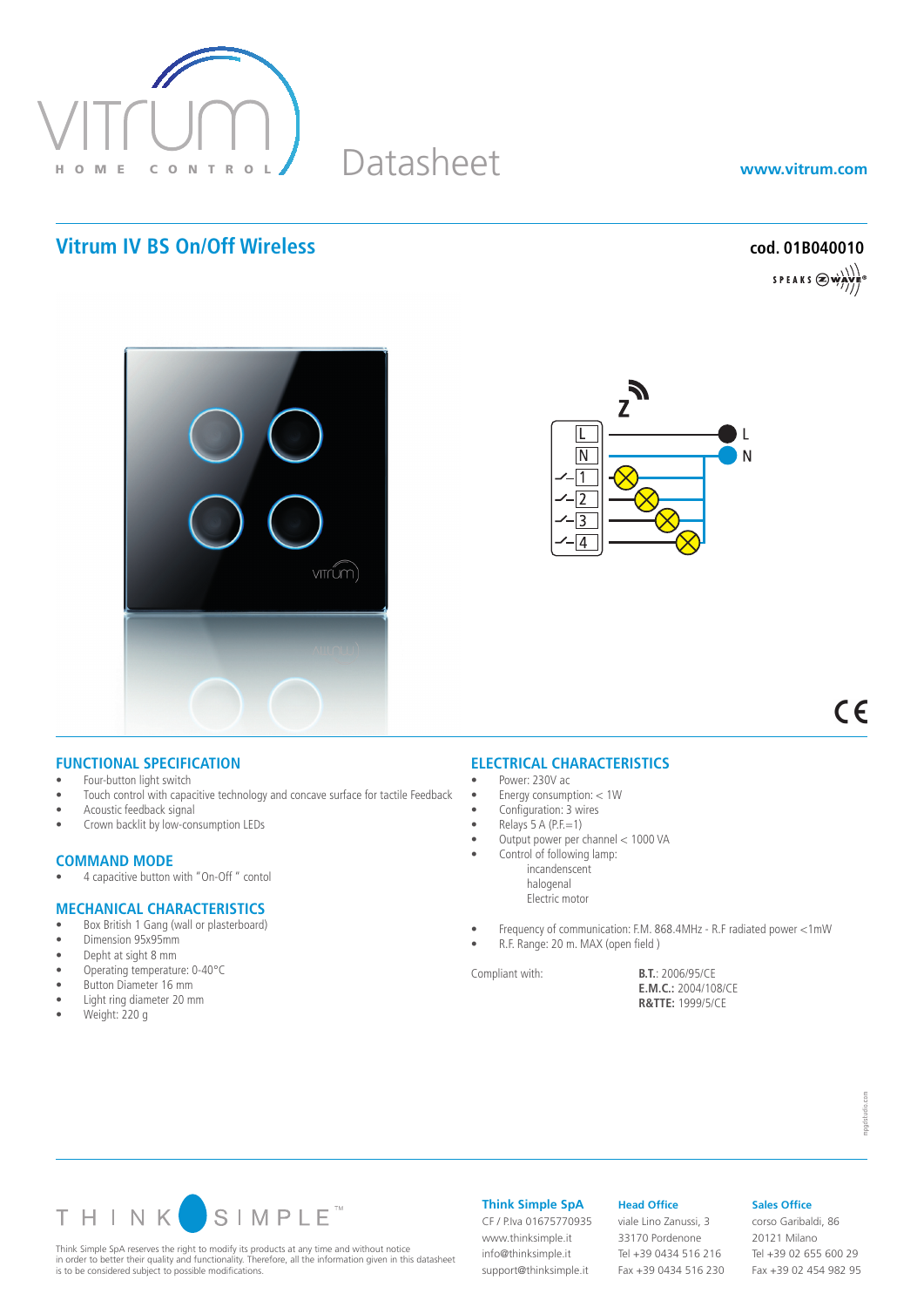Datasheet

www.vitrum.com

## Vitrum IV BS On/Off Wireless

**cod. 01B040010**

### FUNCTIONAL SPECIFICATION

- Four-button light switch
- Touch control with capacitive technology and concave surface for tactile Feedback
- Acoustic feedback signal
- Crown backlit by low-consumption LEDs

### COMMAND MODE

- 4 capacitive button with "On-Off" contol

### MECHANICAL CHARACTERISTICS

- Box British 1 Gang (wall or plasterboard)
- Dimension 95x95mm
- Depht at sight 8 mm
- Operating temperature: 0-40°C
- Button Diameter 16 mm
- Light ring diameter 20 mm
- Weight: 220 g

### ELECTRICAL CHARACTERISTICS

- Power: 230V ac
- Energy consumption: < 1W
- Configuration: 3 wires
- Relays 5 A (P.F.=1)
- Output power per channel < 1000 VA
- Control of following lamp:
  - incandescent
  - halogenal
  - Electric motor

- Frequency of communication: F.M. 868.4MHz - R.F radiated power <1mW
- R.F. Range: 20 m. MAX (open field )

Compliant with:
**B.T.**: 2006/95/CE
**E.M.C.:** 2004/108/CE
**R&TTE:** 1999/5/CE

Think Simple SpA reserves the right to modify its products at any time and without notice in order to better their quality and functionality. Therefore, all the information given in this datasheet is to be considered subject to possible modifications.

**Think Simple SpA**
CF / P.Iva 01675770935
www.thinksimple.it
info@thinksimple.it
support@thinksimple.it

**Head Office**
viale Lino Zanussi, 3
33170 Pordenone
Tel +39 0434 516 216
Fax +39 0434 516 230

**Sales Office**
corso Garibaldi, 86
20121 Milano
Tel +39 02 655 600 29
Fax +39 02 454 982 95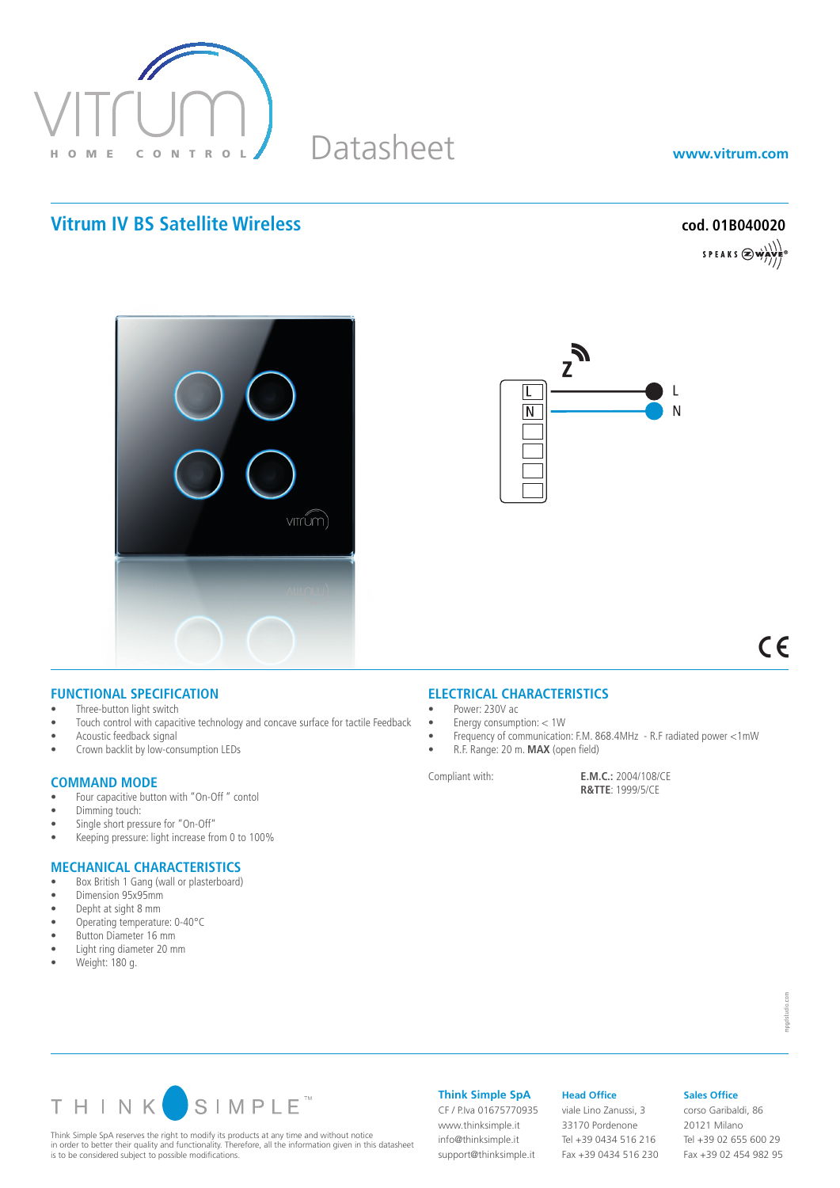VITRUM HOME CONTROL

Datasheet

www.vitrum.com

## Vitrum IV BS Satellite Wireless

**cod. 01B040020**

SPEAKS Z-WAVE

Z

L

N

### FUNCTIONAL SPECIFICATION

- Three-button light switch
- Touch control with capacitive technology and concave surface for tactile Feedback
- Acoustic feedback signal
- Crown backlit by low-consumption LEDs

### COMMAND MODE

- Four capacitive button with "On-Off " contol
- Dimming touch:
- Single short pressure for "On-Off"
- Keeping pressure: light increase from 0 to 100%

### MECHANICAL CHARACTERISTICS

- Box British 1 Gang (wall or plasterboard)
- Dimension 95x95mm
- Depht at sight 8 mm
- Operating temperature: 0-40°C
- Button Diameter 16 mm
- Light ring diameter 20 mm
- Weight: 180 g.

### ELECTRICAL CHARACTERISTICS

- Power: 230V ac
- Energy consumption: < 1W
- Frequency of communication: F.M. 868.4MHz - R.F radiated power <1mW
- R.F. Range: 20 m. **MAX** (open field)

Compliant with:

**E.M.C.:** 2004/108/CE
**R&TTE**: 1999/5/CE

THINK SIMPLE™

Think Simple SpA reserves the right to modify its products at any time and without notice in order to better their quality and functionality. Therefore, all the information given in this datasheet is to be considered subject to possible modifications.

**Think Simple SpA**
CF / P.Iva 01675770935
www.thinksimple.it
info@thinksimple.it
support@thinksimple.it

**Head Office**
viale Lino Zanussi, 3
33170 Pordenone
Tel +39 0434 516 216
Fax +39 0434 516 230

**Sales Office**
corso Garibaldi, 86
20121 Milano
Tel +39 02 655 600 29
Fax +39 02 454 982 95